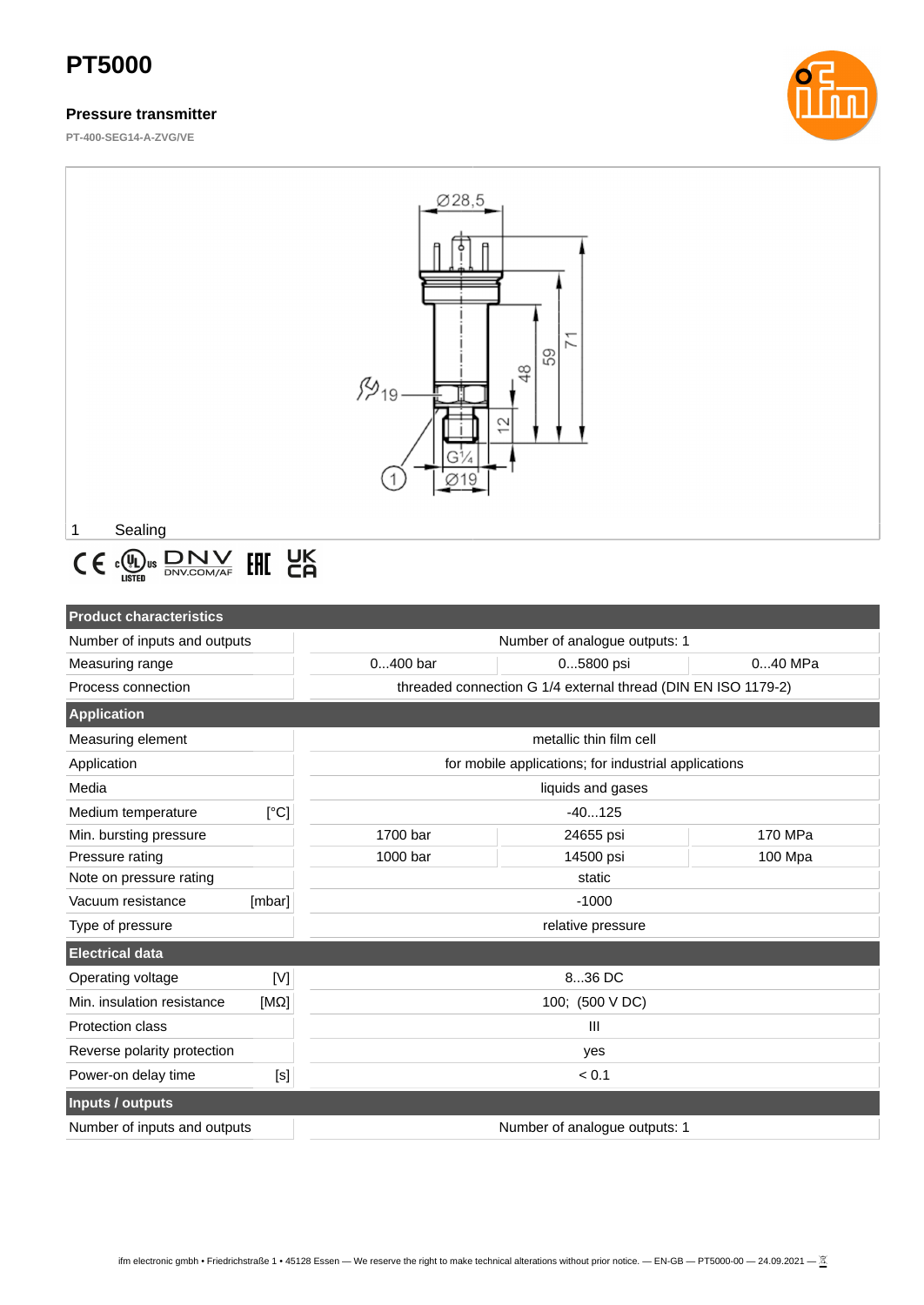# PT5000

**Pressure transmitter**

PT-400-SEG14-A-ZVG/VE

1 Sealing

| Product characteristics | | | |
|---|---|---|---|
| Number of inputs and outputs | Number of analogue outputs: 1 | | |
| Measuring range | 0...400 bar | 0...5800 psi | 0...40 MPa |
| Process connection | threaded connection G 1/4 external thread (DIN EN ISO 1179-2) | | |
| **Application** | | | |
| Measuring element | metallic thin film cell | | |
| Application | for mobile applications; for industrial applications | | |
| Media | liquids and gases | | |
| Medium temperature [°C] | -40...125 | | |
| Min. bursting pressure | 1700 bar | 24655 psi | 170 MPa |
| Pressure rating | 1000 bar | 14500 psi | 100 Mpa |
| Note on pressure rating | static | | |
| Vacuum resistance [mbar] | -1000 | | |
| Type of pressure | relative pressure | | |
| **Electrical data** | | | |
| Operating voltage [V] | 8...36 DC | | |
| Min. insulation resistance [MΩ] | 100; (500 V DC) | | |
| Protection class | III | | |
| Reverse polarity protection | yes | | |
| Power-on delay time [s] | < 0.1 | | |
| **Inputs / outputs** | | | |
| Number of inputs and outputs | Number of analogue outputs: 1 | | |

ifm electronic gmbh • Friedrichstraße 1 • 45128 Essen — We reserve the right to make technical alterations without prior notice. — EN-GB — PT5000-00 — 24.09.2021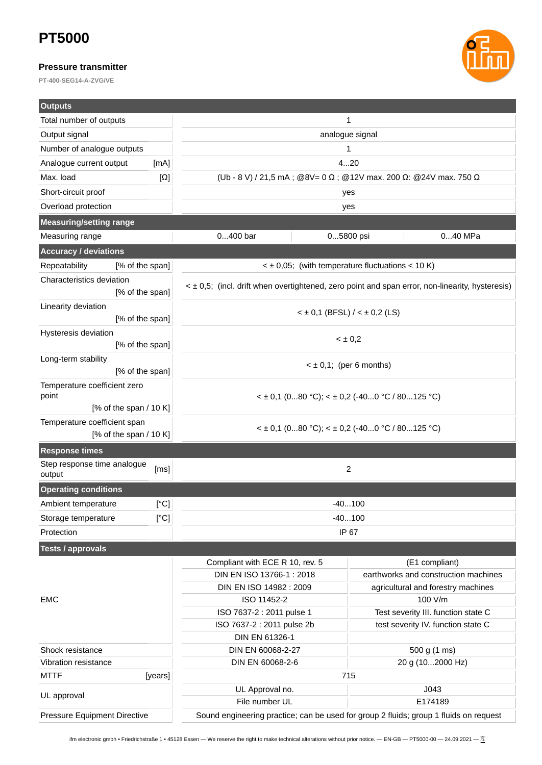# PT5000

### Pressure transmitter

PT-400-SEG14-A-ZVG/VE

| **Outputs** | | | |
|---|---|---|---|
| Total number of outputs | 1 | | |
| Output signal | analogue signal | | |
| Number of analogue outputs | 1 | | |
| Analogue current output [mA] | 4...20 | | |
| Max. load [Ω] | (Ub - 8 V) / 21,5 mA ; @8V= 0 Ω ; @12V max. 200 Ω: @24V max. 750 Ω | | |
| Short-circuit proof | yes | | |
| Overload protection | yes | | |
| **Measuring/setting range** | | | |
| Measuring range | 0...400 bar | 0...5800 psi | 0...40 MPa |
| **Accuracy / deviations** | | | |
| Repeatability [% of the span] | < ± 0,05; (with temperature fluctuations < 10 K) | | |
| Characteristics deviation [% of the span] | < ± 0,5; (incl. drift when overtightened, zero point and span error, non-linearity, hysteresis) | | |
| Linearity deviation [% of the span] | < ± 0,1 (BFSL) / < ± 0,2 (LS) | | |
| Hysteresis deviation [% of the span] | < ± 0,2 | | |
| Long-term stability [% of the span] | < ± 0,1; (per 6 months) | | |
| Temperature coefficient zero point [% of the span / 10 K] | < ± 0,1 (0...80 °C); < ± 0,2 (-40...0 °C / 80...125 °C) | | |
| Temperature coefficient span [% of the span / 10 K] | < ± 0,1 (0...80 °C); < ± 0,2 (-40...0 °C / 80...125 °C) | | |
| **Response times** | | | |
| Step response time analogue output [ms] | 2 | | |
| **Operating conditions** | | | |
| Ambient temperature [°C] | -40...100 | | |
| Storage temperature [°C] | -40...100 | | |
| Protection | IP 67 | | |
| **Tests / approvals** | | | |
| EMC | Compliant with ECE R 10, rev. 5 | (E1 compliant) | |
| | DIN EN ISO 13766-1 : 2018 | earthworks and construction machines | |
| | DIN EN ISO 14982 : 2009 | agricultural and forestry machines | |
| | ISO 11452-2 | 100 V/m | |
| | ISO 7637-2 : 2011 pulse 1 | Test severity III. function state C | |
| | ISO 7637-2 : 2011 pulse 2b | test severity IV. function state C | |
| | DIN EN 61326-1 | | |
| Shock resistance | DIN EN 60068-2-27 | 500 g (1 ms) | |
| Vibration resistance | DIN EN 60068-2-6 | 20 g (10...2000 Hz) | |
| MTTF [years] | 715 | | |
| UL approval | UL Approval no. | J043 | |
| | File number UL | E174189 | |
| Pressure Equipment Directive | Sound engineering practice; can be used for group 2 fluids; group 1 fluids on request | | |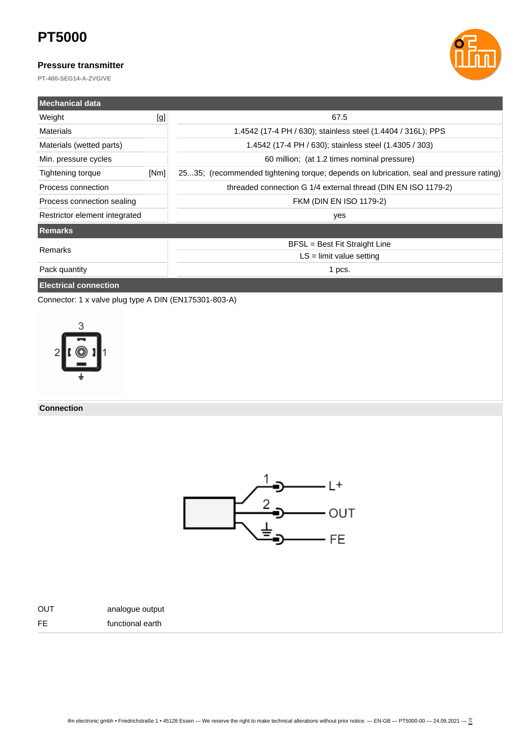# PT5000

### Pressure transmitter

PT-400-SEG14-A-ZVG/VE

| Mechanical data | | |
|---|---|---|
| Weight | [g] | 67.5 |
| Materials | | 1.4542 (17-4 PH / 630); stainless steel (1.4404 / 316L); PPS |
| Materials (wetted parts) | | 1.4542 (17-4 PH / 630); stainless steel (1.4305 / 303) |
| Min. pressure cycles | | 60 million; (at 1.2 times nominal pressure) |
| Tightening torque | [Nm] | 25...35; (recommended tightening torque; depends on lubrication, seal and pressure rating) |
| Process connection | | threaded connection G 1/4 external thread (DIN EN ISO 1179-2) |
| Process connection sealing | | FKM (DIN EN ISO 1179-2) |
| Restrictor element integrated | | yes |

| Remarks | |
|---|---|
| Remarks | BFSL = Best Fit Straight Line<br>LS = limit value setting |
| Pack quantity | 1 pcs. |

## Electrical connection

Connector: 1 x valve plug type A DIN (EN175301-803-A)

**Connection**

| | |
|---|---|
| OUT | analogue output |
| FE | functional earth |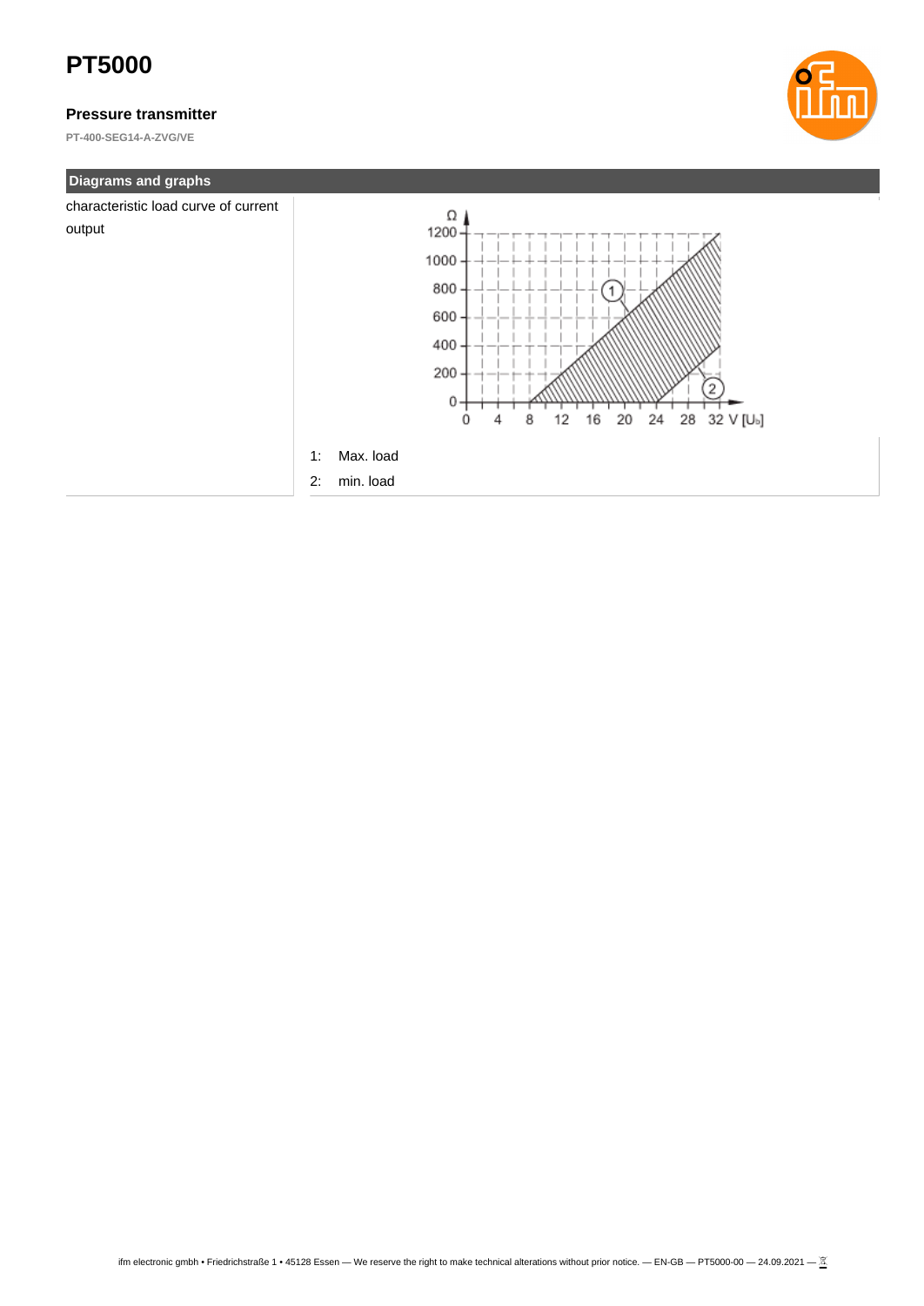# PT5000

### Pressure transmitter

PT-400-SEG14-A-ZVG/VE

## Diagrams and graphs

characteristic load curve of current output

Ω
1200
1000
800
600
400
200
0
0 4 8 12 16 20 24 28 32 V [Ub]

1: Max. load

2: min. load